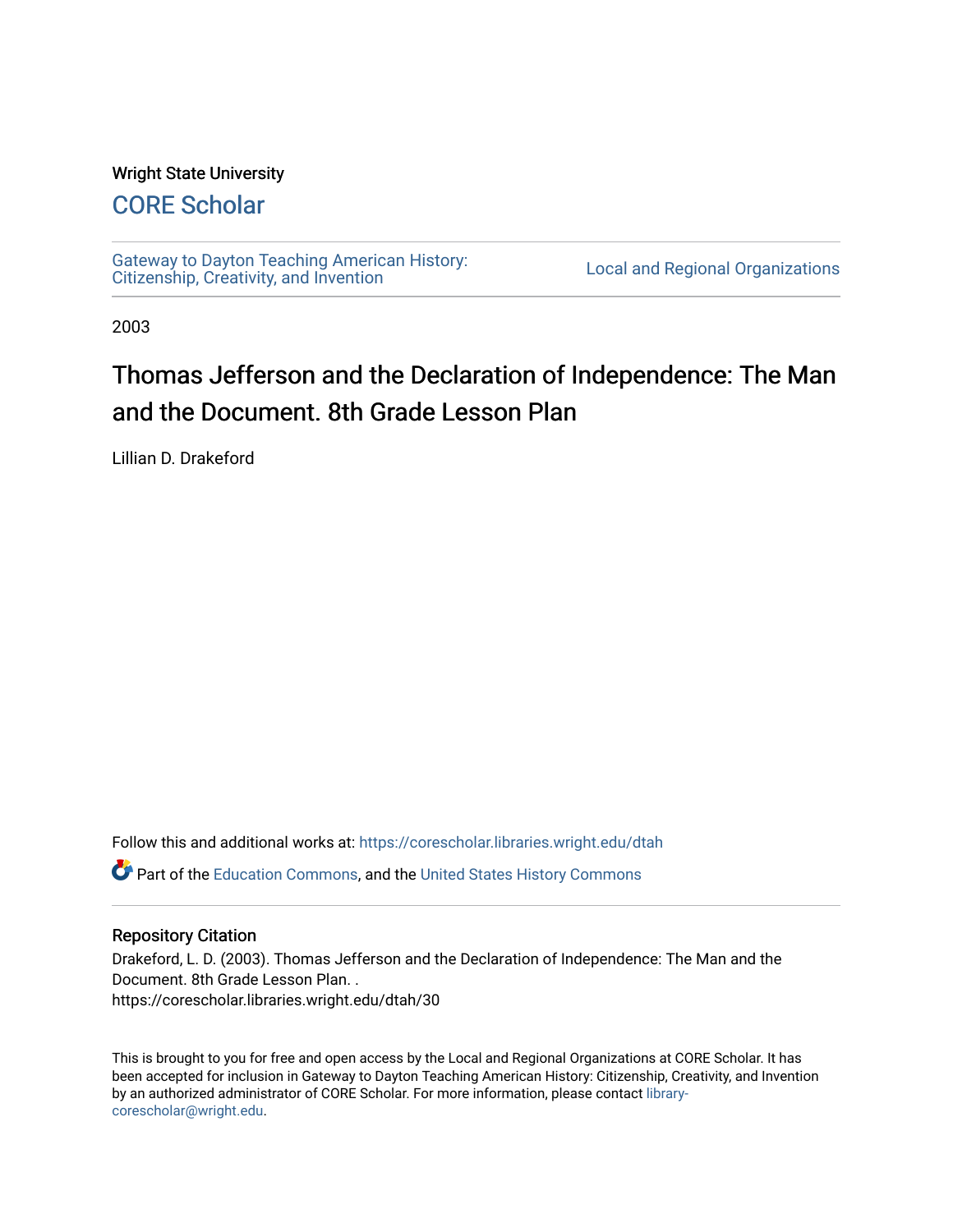Wright State University

# CORE Scholar

Gateway to Dayton Teaching American History: Citizenship, Creativity, and Invention

Local and Regional Organizations

2003

## Thomas Jefferson and the Declaration of Independence: The Man and the Document. 8th Grade Lesson Plan

Lillian D. Drakeford

Follow this and additional works at: https://corescholar.libraries.wright.edu/dtah

Part of the Education Commons, and the United States History Commons

### Repository Citation

Drakeford, L. D. (2003). Thomas Jefferson and the Declaration of Independence: The Man and the Document. 8th Grade Lesson Plan. .
https://corescholar.libraries.wright.edu/dtah/30

This is brought to you for free and open access by the Local and Regional Organizations at CORE Scholar. It has been accepted for inclusion in Gateway to Dayton Teaching American History: Citizenship, Creativity, and Invention by an authorized administrator of CORE Scholar. For more information, please contact library-corescholar@wright.edu.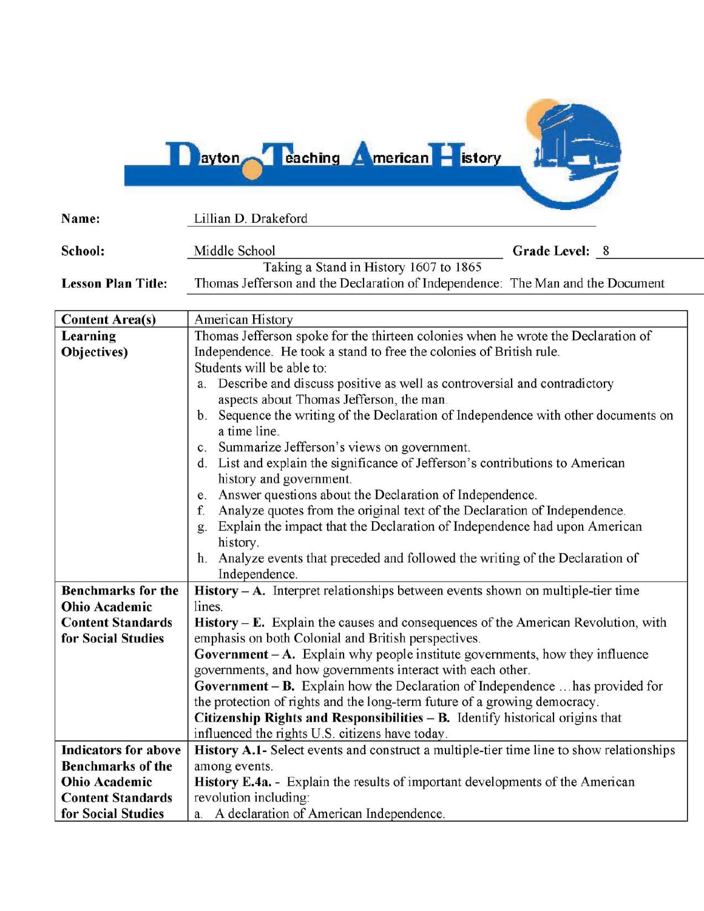# Dayton Teaching American History

**Name:** Lillian D. Drakeford

**School:** Middle School **Grade Level:** 8

**Lesson Plan Title:** Taking a Stand in History 1607 to 1865
Thomas Jefferson and the Declaration of Independence: The Man and the Document

| **Content Area(s)** | American History |
|---|---|
| **Learning Objectives)** | Thomas Jefferson spoke for the thirteen colonies when he wrote the Declaration of Independence. He took a stand to free the colonies of British rule.<br>Students will be able to:<br>a. Describe and discuss positive as well as controversial and contradictory aspects about Thomas Jefferson, the man.<br>b. Sequence the writing of the Declaration of Independence with other documents on a time line.<br>c. Summarize Jefferson's views on government.<br>d. List and explain the significance of Jefferson's contributions to American history and government.<br>e. Answer questions about the Declaration of Independence.<br>f. Analyze quotes from the original text of the Declaration of Independence.<br>g. Explain the impact that the Declaration of Independence had upon American history.<br>h. Analyze events that preceded and followed the writing of the Declaration of Independence. |
| **Benchmarks for the Ohio Academic Content Standards for Social Studies** | **History – A.** Interpret relationships between events shown on multiple-tier time lines.<br>**History – E.** Explain the causes and consequences of the American Revolution, with emphasis on both Colonial and British perspectives.<br>**Government – A.** Explain why people institute governments, how they influence governments, and how governments interact with each other.<br>**Government – B.** Explain how the Declaration of Independence …has provided for the protection of rights and the long-term future of a growing democracy.<br>**Citizenship Rights and Responsibilities – B.** Identify historical origins that influenced the rights U.S. citizens have today. |
| **Indicators for above Benchmarks of the Ohio Academic Content Standards for Social Studies** | **History A.1-** Select events and construct a multiple-tier time line to show relationships among events.<br>**History E.4a.** - Explain the results of important developments of the American revolution including:<br>a. A declaration of American Independence. |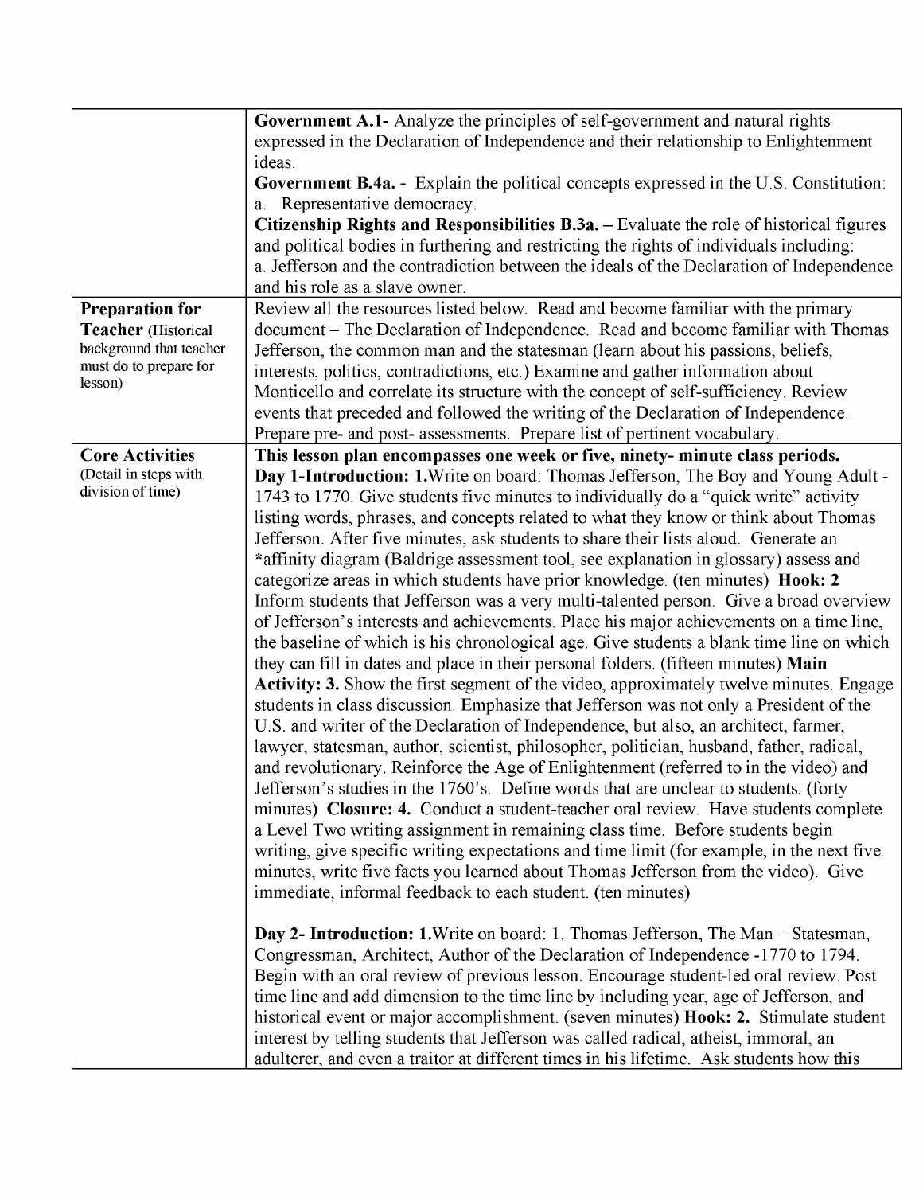| | |
|---|---|
| | **Government A.1-** Analyze the principles of self-government and natural rights expressed in the Declaration of Independence and their relationship to Enlightenment ideas.<br>**Government B.4a. -** Explain the political concepts expressed in the U.S. Constitution:<br>a. Representative democracy.<br>**Citizenship Rights and Responsibilities B.3a. –** Evaluate the role of historical figures and political bodies in furthering and restricting the rights of individuals including:<br>a. Jefferson and the contradiction between the ideals of the Declaration of Independence and his role as a slave owner. |
| **Preparation for Teacher** (Historical background that teacher must do to prepare for lesson) | Review all the resources listed below. Read and become familiar with the primary document – The Declaration of Independence. Read and become familiar with Thomas Jefferson, the common man and the statesman (learn about his passions, beliefs, interests, politics, contradictions, etc.) Examine and gather information about Monticello and correlate its structure with the concept of self-sufficiency. Review events that preceded and followed the writing of the Declaration of Independence. Prepare pre- and post- assessments. Prepare list of pertinent vocabulary. |
| **Core Activities** (Detail in steps with division of time) | **This lesson plan encompasses one week or five, ninety- minute class periods.**<br>**Day 1-Introduction: 1.**Write on board: Thomas Jefferson, The Boy and Young Adult - 1743 to 1770. Give students five minutes to individually do a "quick write" activity listing words, phrases, and concepts related to what they know or think about Thomas Jefferson. After five minutes, ask students to share their lists aloud. Generate an *affinity diagram (Baldrige assessment tool, see explanation in glossary) assess and categorize areas in which students have prior knowledge. (ten minutes) **Hook: 2** Inform students that Jefferson was a very multi-talented person. Give a broad overview of Jefferson's interests and achievements. Place his major achievements on a time line, the baseline of which is his chronological age. Give students a blank time line on which they can fill in dates and place in their personal folders. (fifteen minutes) **Main Activity: 3.** Show the first segment of the video, approximately twelve minutes. Engage students in class discussion. Emphasize that Jefferson was not only a President of the U.S. and writer of the Declaration of Independence, but also, an architect, farmer, lawyer, statesman, author, scientist, philosopher, politician, husband, father, radical, and revolutionary. Reinforce the Age of Enlightenment (referred to in the video) and Jefferson's studies in the 1760's. Define words that are unclear to students. (forty minutes) **Closure: 4.** Conduct a student-teacher oral review. Have students complete a Level Two writing assignment in remaining class time. Before students begin writing, give specific writing expectations and time limit (for example, in the next five minutes, write five facts you learned about Thomas Jefferson from the video). Give immediate, informal feedback to each student. (ten minutes)<br><br>**Day 2- Introduction: 1.**Write on board: 1. Thomas Jefferson, The Man – Statesman, Congressman, Architect, Author of the Declaration of Independence -1770 to 1794. Begin with an oral review of previous lesson. Encourage student-led oral review. Post time line and add dimension to the time line by including year, age of Jefferson, and historical event or major accomplishment. (seven minutes) **Hook: 2.** Stimulate student interest by telling students that Jefferson was called radical, atheist, immoral, an adulterer, and even a traitor at different times in his lifetime. Ask students how this |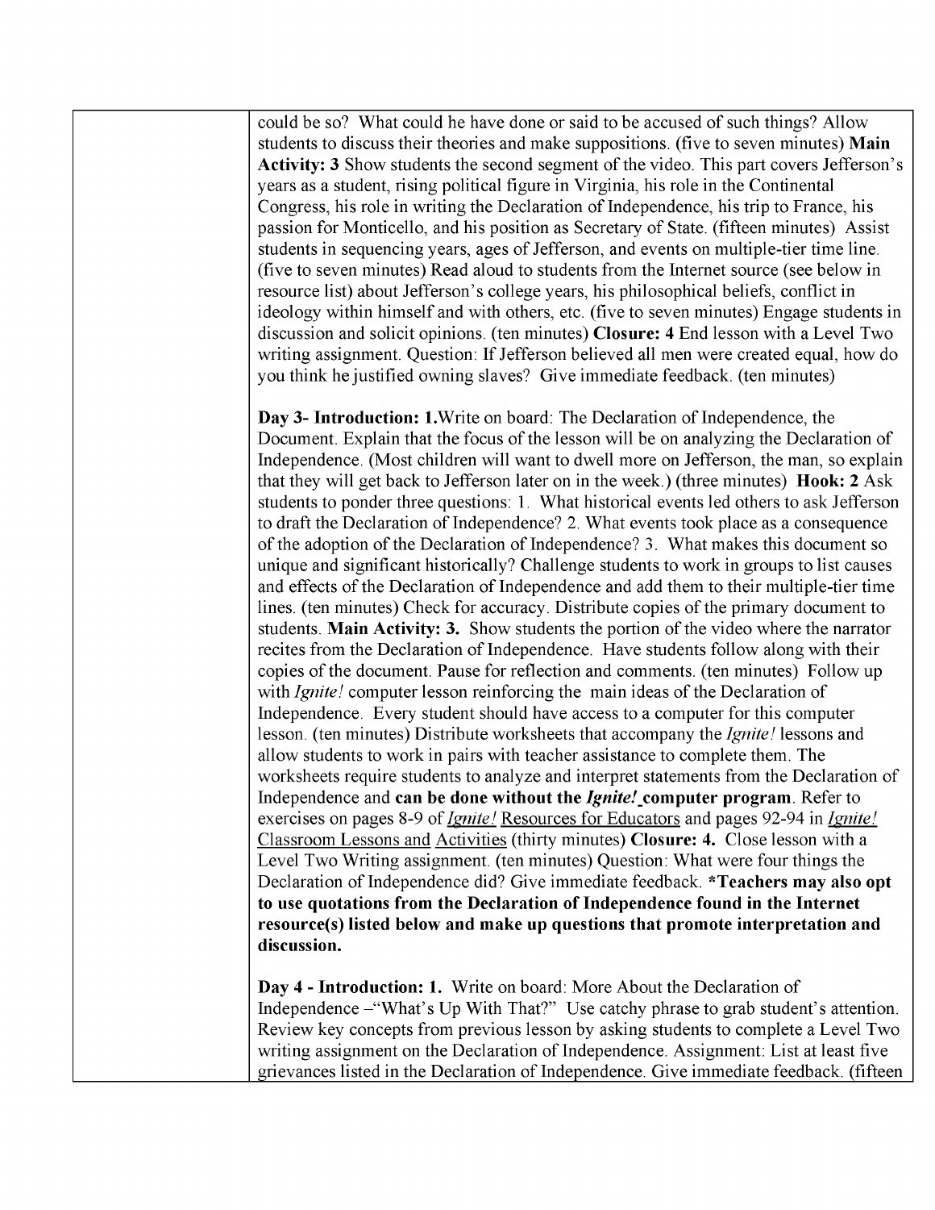| | could be so? What could he have done or said to be accused of such things? Allow students to discuss their theories and make suppositions. (five to seven minutes) **Main Activity: 3** Show students the second segment of the video. This part covers Jefferson's years as a student, rising political figure in Virginia, his role in the Continental Congress, his role in writing the Declaration of Independence, his trip to France, his passion for Monticello, and his position as Secretary of State. (fifteen minutes) Assist students in sequencing years, ages of Jefferson, and events on multiple-tier time line. (five to seven minutes) Read aloud to students from the Internet source (see below in resource list) about Jefferson's college years, his philosophical beliefs, conflict in ideology within himself and with others, etc. (five to seven minutes) Engage students in discussion and solicit opinions. (ten minutes) **Closure: 4** End lesson with a Level Two writing assignment. Question: If Jefferson believed all men were created equal, how do you think he justified owning slaves? Give immediate feedback. (ten minutes)<br><br>**Day 3- Introduction: 1.**Write on board: The Declaration of Independence, the Document. Explain that the focus of the lesson will be on analyzing the Declaration of Independence. (Most children will want to dwell more on Jefferson, the man, so explain that they will get back to Jefferson later on in the week.) (three minutes) **Hook: 2** Ask students to ponder three questions: 1. What historical events led others to ask Jefferson to draft the Declaration of Independence? 2. What events took place as a consequence of the adoption of the Declaration of Independence? 3. What makes this document so unique and significant historically? Challenge students to work in groups to list causes and effects of the Declaration of Independence and add them to their multiple-tier time lines. (ten minutes) Check for accuracy. Distribute copies of the primary document to students. **Main Activity: 3.** Show students the portion of the video where the narrator recites from the Declaration of Independence. Have students follow along with their copies of the document. Pause for reflection and comments. (ten minutes) Follow up with *Ignite!* computer lesson reinforcing the main ideas of the Declaration of Independence. Every student should have access to a computer for this computer lesson. (ten minutes) Distribute worksheets that accompany the *Ignite!* lessons and allow students to work in pairs with teacher assistance to complete them. The worksheets require students to analyze and interpret statements from the Declaration of Independence and **can be done without the *Ignite!* computer program**. Refer to exercises on pages 8-9 of *Ignite!* Resources for Educators and pages 92-94 in *Ignite!* Classroom Lessons and Activities (thirty minutes) **Closure: 4.** Close lesson with a Level Two Writing assignment. (ten minutes) Question: What were four things the Declaration of Independence did? Give immediate feedback. ***Teachers may also opt to use quotations from the Declaration of Independence found in the Internet resource(s) listed below and make up questions that promote interpretation and discussion.**<br><br>**Day 4 - Introduction: 1.** Write on board: More About the Declaration of Independence –"What's Up With That?" Use catchy phrase to grab student's attention. Review key concepts from previous lesson by asking students to complete a Level Two writing assignment on the Declaration of Independence. Assignment: List at least five grievances listed in the Declaration of Independence. Give immediate feedback. (fifteen |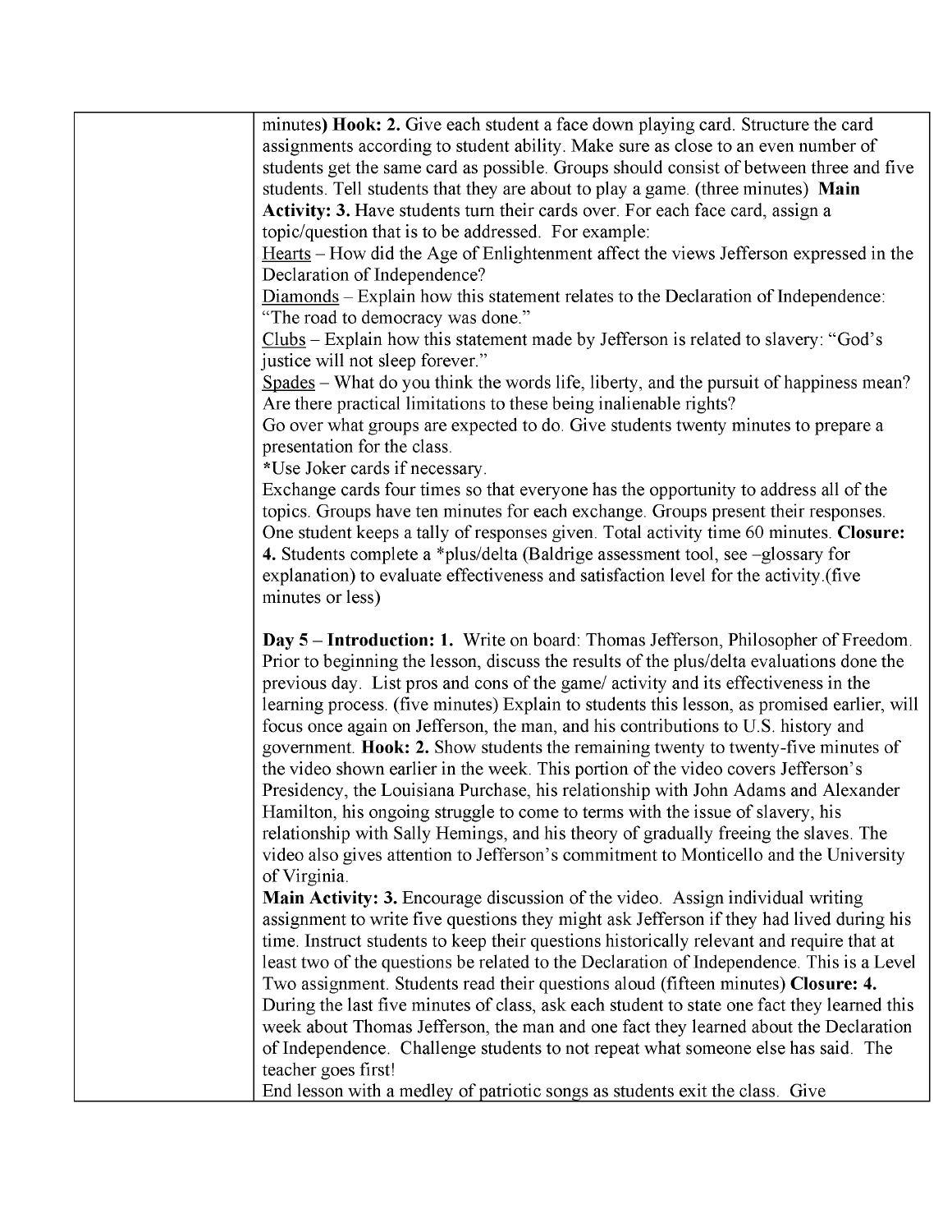| | |
|---|---|
| | minutes) **Hook: 2.** Give each student a face down playing card. Structure the card assignments according to student ability. Make sure as close to an even number of students get the same card as possible. Groups should consist of between three and five students. Tell students that they are about to play a game. (three minutes) **Main Activity: 3.** Have students turn their cards over. For each face card, assign a topic/question that is to be addressed. For example:<br>Hearts – How did the Age of Enlightenment affect the views Jefferson expressed in the Declaration of Independence?<br>Diamonds – Explain how this statement relates to the Declaration of Independence: "The road to democracy was done."<br>Clubs – Explain how this statement made by Jefferson is related to slavery: "God's justice will not sleep forever."<br>Spades – What do you think the words life, liberty, and the pursuit of happiness mean? Are there practical limitations to these being inalienable rights?<br>Go over what groups are expected to do. Give students twenty minutes to prepare a presentation for the class.<br>*Use Joker cards if necessary.<br>Exchange cards four times so that everyone has the opportunity to address all of the topics. Groups have ten minutes for each exchange. Groups present their responses. One student keeps a tally of responses given. Total activity time 60 minutes. **Closure: 4.** Students complete a *plus/delta (Baldrige assessment tool, see –glossary for explanation) to evaluate effectiveness and satisfaction level for the activity.(five minutes or less)<br><br>**Day 5 – Introduction: 1.** Write on board: Thomas Jefferson, Philosopher of Freedom. Prior to beginning the lesson, discuss the results of the plus/delta evaluations done the previous day. List pros and cons of the game/ activity and its effectiveness in the learning process. (five minutes) Explain to students this lesson, as promised earlier, will focus once again on Jefferson, the man, and his contributions to U.S. history and government. **Hook: 2.** Show students the remaining twenty to twenty-five minutes of the video shown earlier in the week. This portion of the video covers Jefferson's Presidency, the Louisiana Purchase, his relationship with John Adams and Alexander Hamilton, his ongoing struggle to come to terms with the issue of slavery, his relationship with Sally Hemings, and his theory of gradually freeing the slaves. The video also gives attention to Jefferson's commitment to Monticello and the University of Virginia.<br>**Main Activity: 3.** Encourage discussion of the video. Assign individual writing assignment to write five questions they might ask Jefferson if they had lived during his time. Instruct students to keep their questions historically relevant and require that at least two of the questions be related to the Declaration of Independence. This is a Level Two assignment. Students read their questions aloud (fifteen minutes) **Closure: 4.** During the last five minutes of class, ask each student to state one fact they learned this week about Thomas Jefferson, the man and one fact they learned about the Declaration of Independence. Challenge students to not repeat what someone else has said. The teacher goes first!<br>End lesson with a medley of patriotic songs as students exit the class. Give |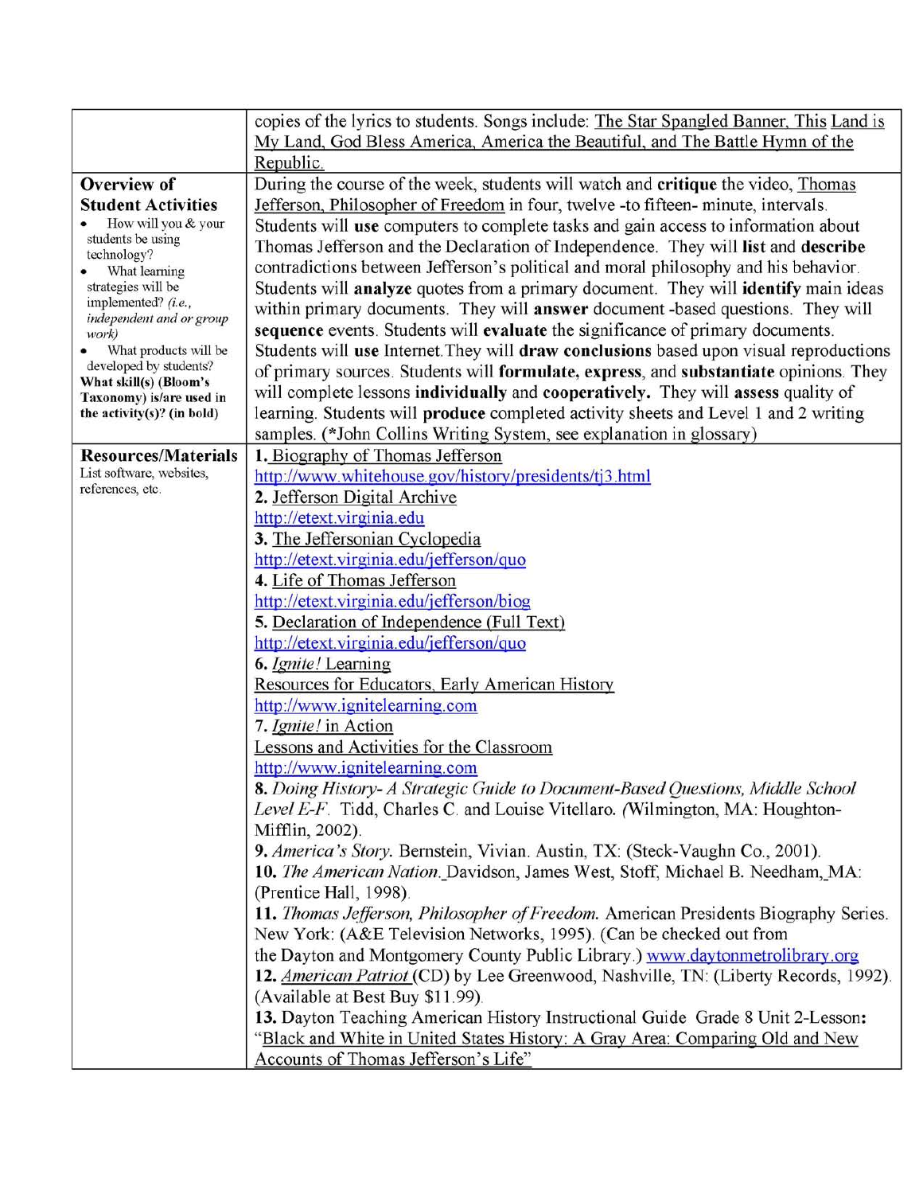| | |
|---|---|
| | copies of the lyrics to students. Songs include: The Star Spangled Banner, This Land is My Land, God Bless America, America the Beautiful, and The Battle Hymn of the Republic. |
| **Overview of Student Activities**<br>• How will you & your students be using technology?<br>• What learning strategies will be implemented? *(i.e., independent and or group work)*<br>• What products will be developed by students?<br>**What skill(s) (Bloom's Taxonomy) is/are used in the activity(s)? (in bold)** | During the course of the week, students will watch and **critique** the video, Thomas Jefferson, Philosopher of Freedom in four, twelve -to fifteen- minute, intervals. Students will **use** computers to complete tasks and gain access to information about Thomas Jefferson and the Declaration of Independence. They will **list** and **describe** contradictions between Jefferson's political and moral philosophy and his behavior. Students will **analyze** quotes from a primary document. They will **identify** main ideas within primary documents. They will **answer** document -based questions. They will **sequence** events. Students will **evaluate** the significance of primary documents. Students will **use** Internet.They will **draw conclusions** based upon visual reproductions of primary sources. Students will **formulate, express**, and **substantiate** opinions. They will complete lessons **individually** and **cooperatively.** They will **assess** quality of learning. Students will **produce** completed activity sheets and Level 1 and 2 writing samples. (*John Collins Writing System, see explanation in glossary) |
| **Resources/Materials**<br>List software, websites, references, etc. | **1.** Biography of Thomas Jefferson<br>http://www.whitehouse.gov/history/presidents/tj3.html<br>**2.** Jefferson Digital Archive<br>http://etext.virginia.edu<br>**3.** The Jeffersonian Cyclopedia<br>http://etext.virginia.edu/jefferson/quo<br>**4.** Life of Thomas Jefferson<br>http://etext.virginia.edu/jefferson/biog<br>**5.** Declaration of Independence (Full Text)<br>http://etext.virginia.edu/jefferson/quo<br>**6.** *Ignite!* Learning<br>Resources for Educators, Early American History<br>http://www.ignitelearning.com<br>**7.** *Ignite!* in Action<br>Lessons and Activities for the Classroom<br>http://www.ignitelearning.com<br>**8.** *Doing History- A Strategic Guide to Document-Based Questions, Middle School Level E-F.* Tidd, Charles C. and Louise Vitellaro. (Wilmington, MA: Houghton-Mifflin, 2002).<br>**9.** *America's Story.* Bernstein, Vivian. Austin, TX: (Steck-Vaughn Co., 2001).<br>**10.** *The American Nation.* Davidson, James West, Stoff, Michael B. Needham, MA: (Prentice Hall, 1998).<br>**11.** *Thomas Jefferson, Philosopher of Freedom.* American Presidents Biography Series. New York: (A&E Television Networks, 1995). (Can be checked out from the Dayton and Montgomery County Public Library.) www.daytonmetrolibrary.org<br>**12.** *American Patriot* (CD) by Lee Greenwood, Nashville, TN: (Liberty Records, 1992). (Available at Best Buy $11.99).<br>**13.** Dayton Teaching American History Instructional Guide Grade 8 Unit 2-Lesson: "Black and White in United States History: A Gray Area: Comparing Old and New Accounts of Thomas Jefferson's Life" |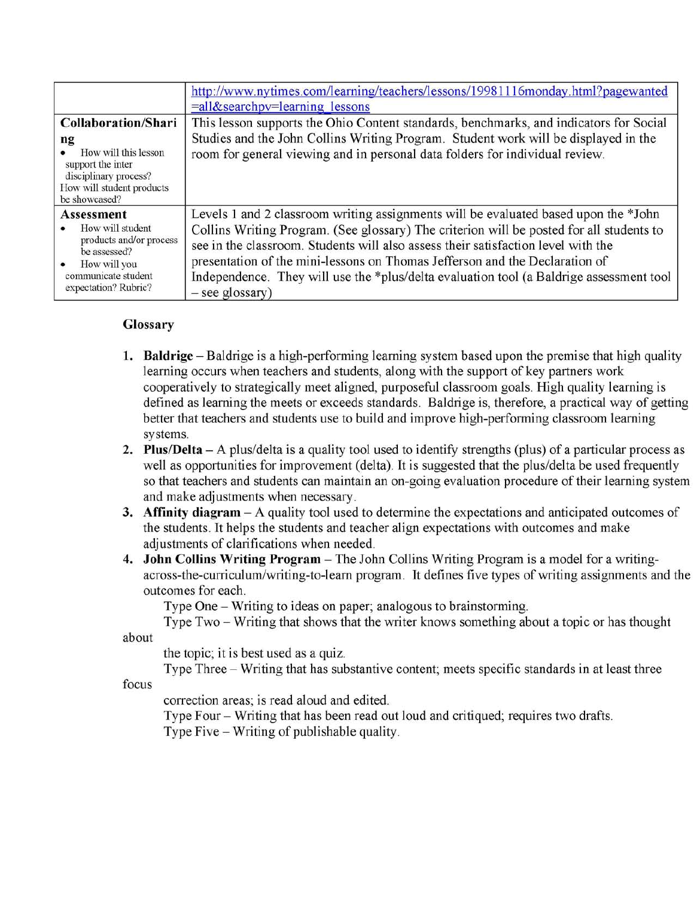| | |
|---|---|
| | http://www.nytimes.com/learning/teachers/lessons/19981116monday.html?pagewanted=all&searchpv=learning_lessons |
| **Collaboration/Sharing**<br>• How will this lesson support the inter disciplinary process? How will student products be showcased? | This lesson supports the Ohio Content standards, benchmarks, and indicators for Social Studies and the John Collins Writing Program. Student work will be displayed in the room for general viewing and in personal data folders for individual review. |
| **Assessment**<br>• How will student products and/or process be assessed?<br>• How will you communicate student expectation? Rubric? | Levels 1 and 2 classroom writing assignments will be evaluated based upon the *John Collins Writing Program. (See glossary) The criterion will be posted for all students to see in the classroom. Students will also assess their satisfaction level with the presentation of the mini-lessons on Thomas Jefferson and the Declaration of Independence. They will use the *plus/delta evaluation tool (a Baldrige assessment tool – see glossary) |

**Glossary**

1. **Baldrige** – Baldrige is a high-performing learning system based upon the premise that high quality learning occurs when teachers and students, along with the support of key partners work cooperatively to strategically meet aligned, purposeful classroom goals. High quality learning is defined as learning the meets or exceeds standards. Baldrige is, therefore, a practical way of getting better that teachers and students use to build and improve high-performing classroom learning systems.
2. **Plus/Delta** – A plus/delta is a quality tool used to identify strengths (plus) of a particular process as well as opportunities for improvement (delta). It is suggested that the plus/delta be used frequently so that teachers and students can maintain an on-going evaluation procedure of their learning system and make adjustments when necessary.
3. **Affinity diagram** – A quality tool used to determine the expectations and anticipated outcomes of the students. It helps the students and teacher align expectations with outcomes and make adjustments of clarifications when needed.
4. **John Collins Writing Program** – The John Collins Writing Program is a model for a writing-across-the-curriculum/writing-to-learn program. It defines five types of writing assignments and the outcomes for each.

   Type One – Writing to ideas on paper; analogous to brainstorming.
   Type Two – Writing that shows that the writer knows something about a topic or has thought about the topic; it is best used as a quiz.
   Type Three – Writing that has substantive content; meets specific standards in at least three focus correction areas; is read aloud and edited.
   Type Four – Writing that has been read out loud and critiqued; requires two drafts.
   Type Five – Writing of publishable quality.